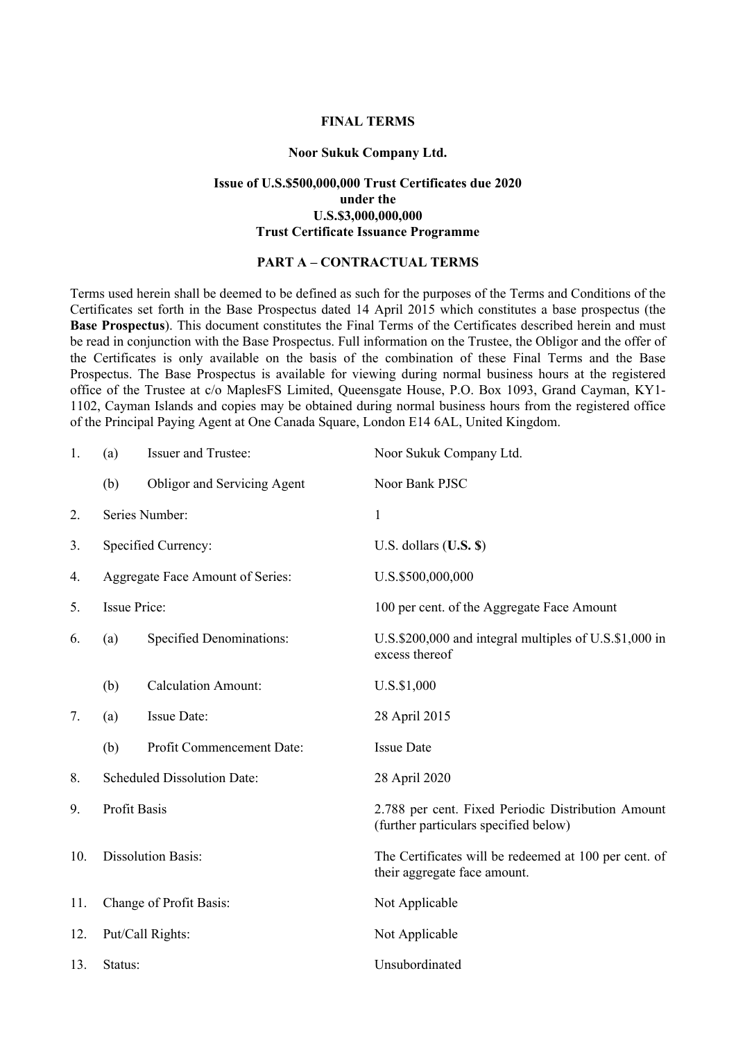**FINAL TERMS**

**Noor Sukuk Company Ltd.**

**Issue of U.S.$500,000,000 Trust Certificates due 2020**
**under the**
**U.S.$3,000,000,000**
**Trust Certificate Issuance Programme**

**PART A – CONTRACTUAL TERMS**

Terms used herein shall be deemed to be defined as such for the purposes of the Terms and Conditions of the Certificates set forth in the Base Prospectus dated 14 April 2015 which constitutes a base prospectus (the **Base Prospectus**). This document constitutes the Final Terms of the Certificates described herein and must be read in conjunction with the Base Prospectus. Full information on the Trustee, the Obligor and the offer of the Certificates is only available on the basis of the combination of these Final Terms and the Base Prospectus. The Base Prospectus is available for viewing during normal business hours at the registered office of the Trustee at c/o MaplesFS Limited, Queensgate House, P.O. Box 1093, Grand Cayman, KY1-1102, Cayman Islands and copies may be obtained during normal business hours from the registered office of the Principal Paying Agent at One Canada Square, London E14 6AL, United Kingdom.

| | | | |
|---|---|---|---|
| 1. | (a) | Issuer and Trustee: | Noor Sukuk Company Ltd. |
| | (b) | Obligor and Servicing Agent | Noor Bank PJSC |
| 2. | | Series Number: | 1 |
| 3. | | Specified Currency: | U.S. dollars (**U.S. $**) |
| 4. | | Aggregate Face Amount of Series: | U.S.$500,000,000 |
| 5. | | Issue Price: | 100 per cent. of the Aggregate Face Amount |
| 6. | (a) | Specified Denominations: | U.S.$200,000 and integral multiples of U.S.$1,000 in excess thereof |
| | (b) | Calculation Amount: | U.S.$1,000 |
| 7. | (a) | Issue Date: | 28 April 2015 |
| | (b) | Profit Commencement Date: | Issue Date |
| 8. | | Scheduled Dissolution Date: | 28 April 2020 |
| 9. | | Profit Basis | 2.788 per cent. Fixed Periodic Distribution Amount (further particulars specified below) |
| 10. | | Dissolution Basis: | The Certificates will be redeemed at 100 per cent. of their aggregate face amount. |
| 11. | | Change of Profit Basis: | Not Applicable |
| 12. | | Put/Call Rights: | Not Applicable |
| 13. | | Status: | Unsubordinated |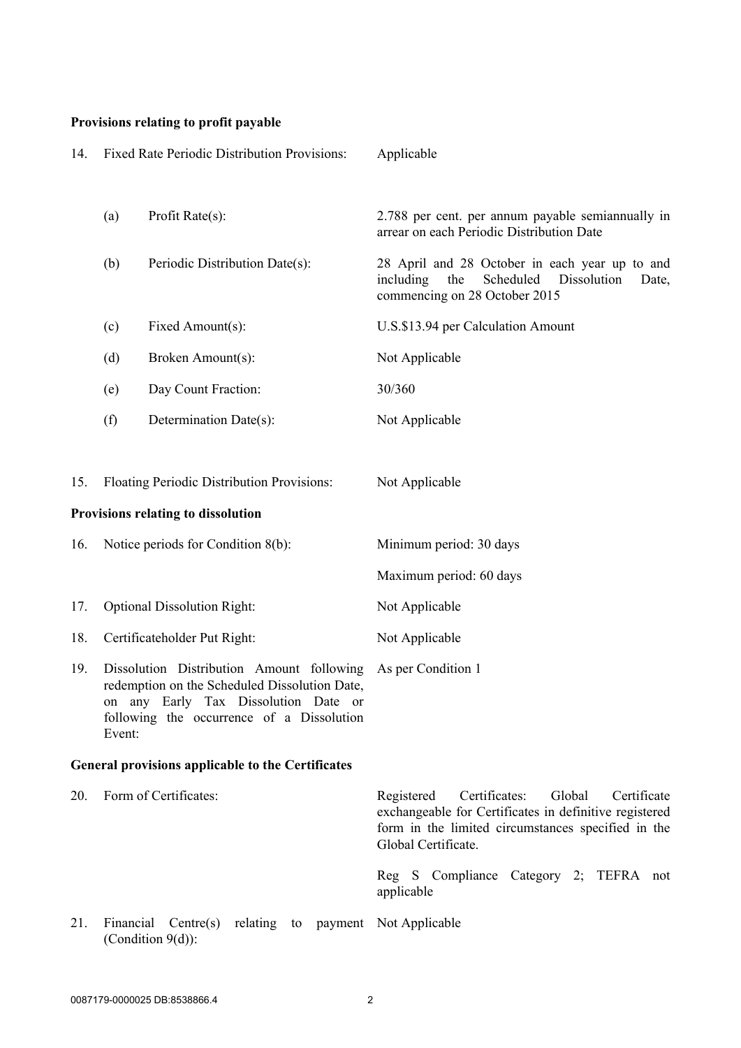**Provisions relating to profit payable**

| | | |
|---|---|---|
| 14. | Fixed Rate Periodic Distribution Provisions: | Applicable |
| | (a) Profit Rate(s): | 2.788 per cent. per annum payable semiannually in arrear on each Periodic Distribution Date |
| | (b) Periodic Distribution Date(s): | 28 April and 28 October in each year up to and including the Scheduled Dissolution Date, commencing on 28 October 2015 |
| | (c) Fixed Amount(s): | U.S.$13.94 per Calculation Amount |
| | (d) Broken Amount(s): | Not Applicable |
| | (e) Day Count Fraction: | 30/360 |
| | (f) Determination Date(s): | Not Applicable |
| 15. | Floating Periodic Distribution Provisions: | Not Applicable |

**Provisions relating to dissolution**

| | | |
|---|---|---|
| 16. | Notice periods for Condition 8(b): | Minimum period: 30 days |
| | | Maximum period: 60 days |
| 17. | Optional Dissolution Right: | Not Applicable |
| 18. | Certificateholder Put Right: | Not Applicable |
| 19. | Dissolution Distribution Amount following redemption on the Scheduled Dissolution Date, on any Early Tax Dissolution Date or following the occurrence of a Dissolution Event: | As per Condition 1 |

**General provisions applicable to the Certificates**

| | | |
|---|---|---|
| 20. | Form of Certificates: | Registered Certificates: Global Certificate exchangeable for Certificates in definitive registered form in the limited circumstances specified in the Global Certificate. |
| | | Reg S Compliance Category 2; TEFRA not applicable |
| 21. | Financial Centre(s) relating to payment (Condition 9(d)): | Not Applicable |

0087179-0000025 DB:8538866.4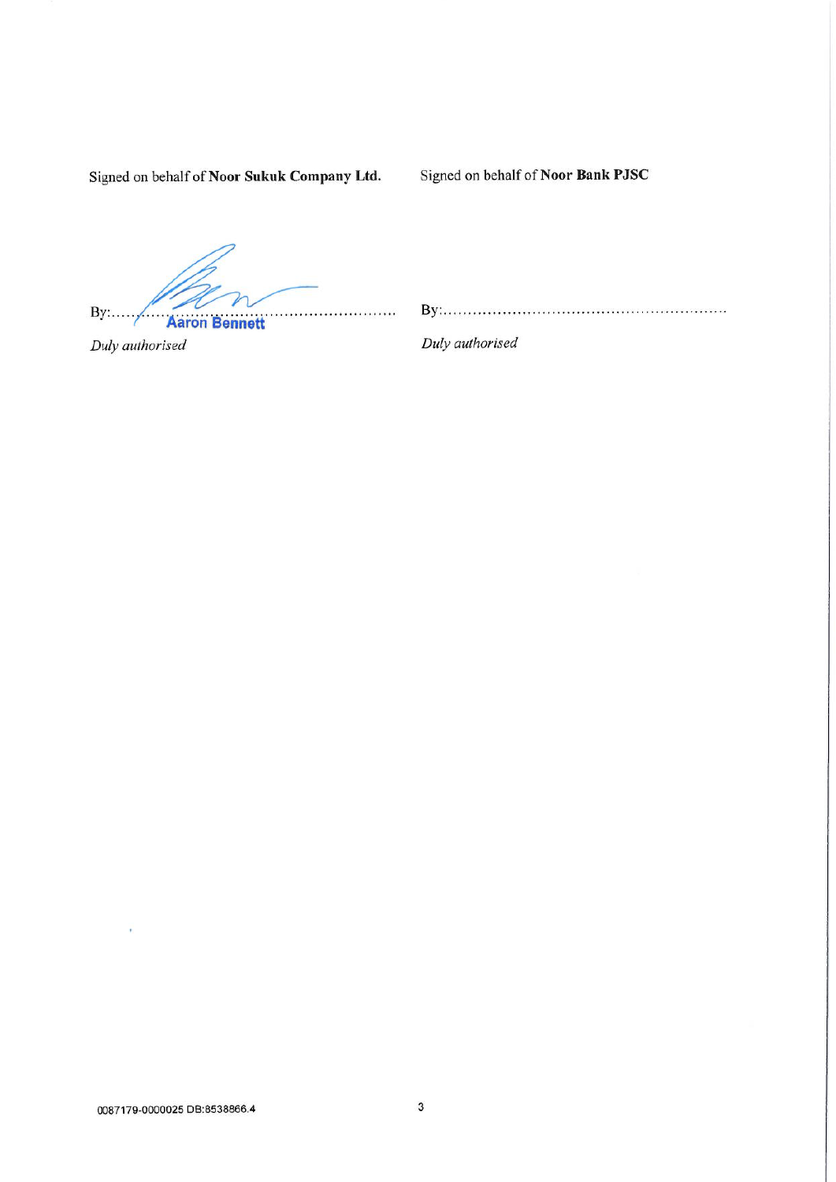Signed on behalf of **Noor Sukuk Company Ltd.**

By:........................................................

Aaron Bennett

*Duly authorised*

Signed on behalf of **Noor Bank PJSC**

By:........................................................

*Duly authorised*

0087179-0000025 DB:8538866.4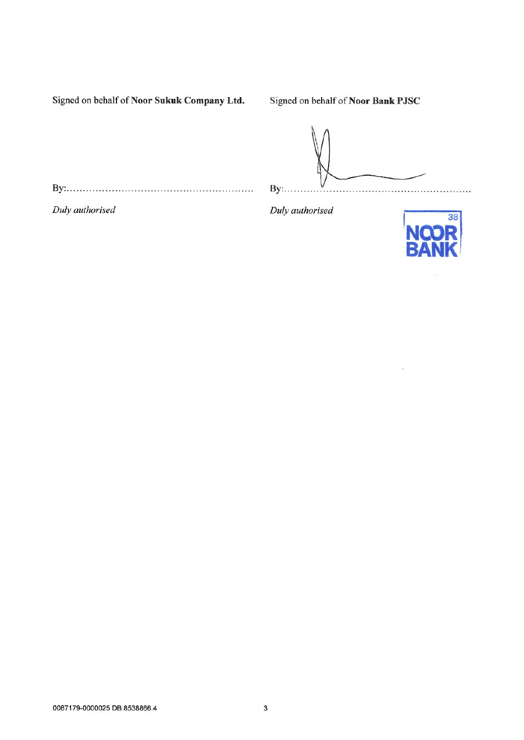Signed on behalf of **Noor Sukuk Company Ltd.**

By:........................................................

*Duly authorised*

Signed on behalf of **Noor Bank PJSC**

By:........................................................

*Duly authorised*

0087179-0000025 DB:8538866.4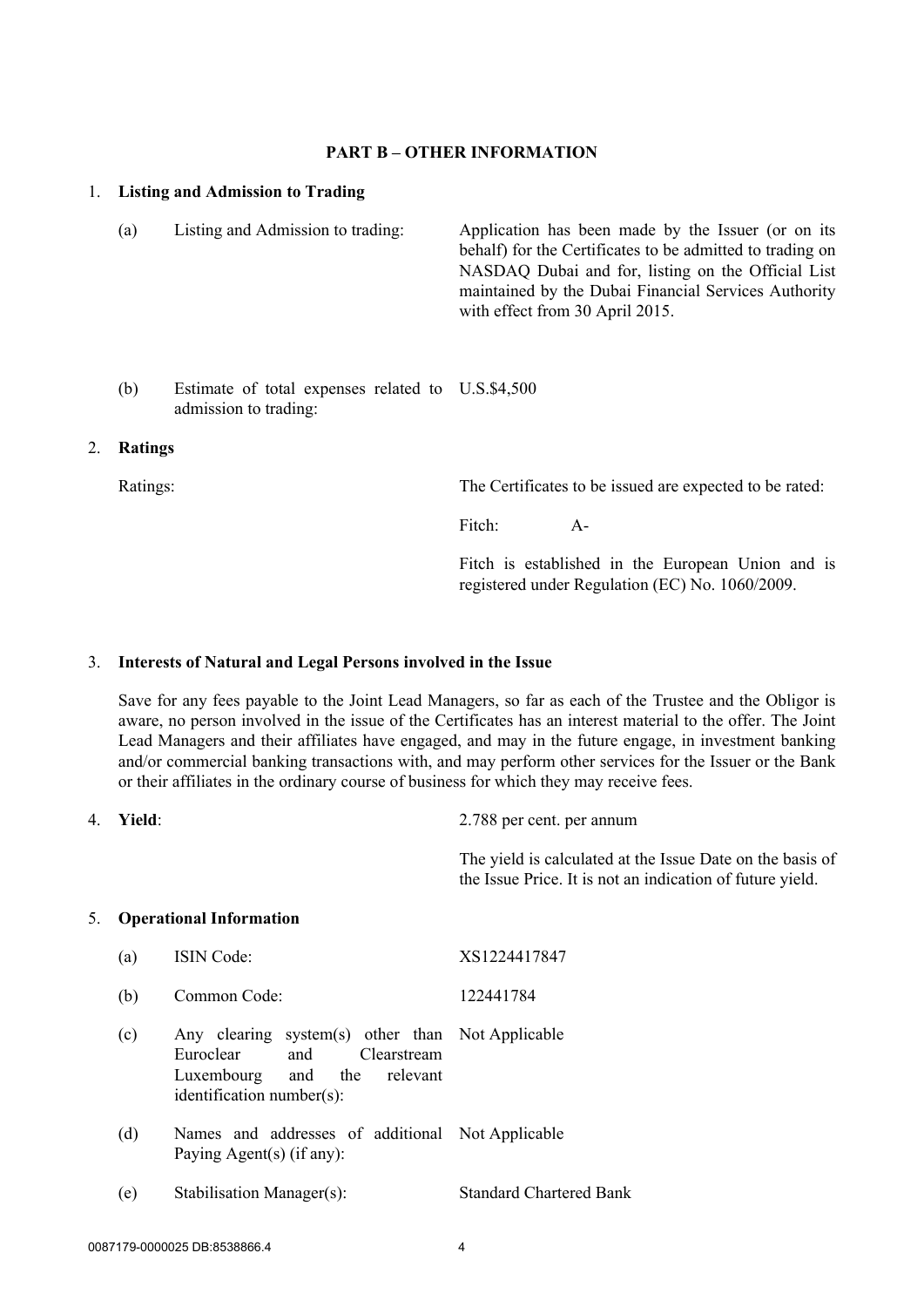## PART B – OTHER INFORMATION

1. **Listing and Admission to Trading**

| | | |
|---|---|---|
| (a) | Listing and Admission to trading: | Application has been made by the Issuer (or on its behalf) for the Certificates to be admitted to trading on NASDAQ Dubai and for, listing on the Official List maintained by the Dubai Financial Services Authority with effect from 30 April 2015. |
| (b) | Estimate of total expenses related to admission to trading: | U.S.$4,500 |

2. **Ratings**

Ratings: The Certificates to be issued are expected to be rated:

Fitch: A-

Fitch is established in the European Union and is registered under Regulation (EC) No. 1060/2009.

3. **Interests of Natural and Legal Persons involved in the Issue**

Save for any fees payable to the Joint Lead Managers, so far as each of the Trustee and the Obligor is aware, no person involved in the issue of the Certificates has an interest material to the offer. The Joint Lead Managers and their affiliates have engaged, and may in the future engage, in investment banking and/or commercial banking transactions with, and may perform other services for the Issuer or the Bank or their affiliates in the ordinary course of business for which they may receive fees.

4. **Yield**: 2.788 per cent. per annum

The yield is calculated at the Issue Date on the basis of the Issue Price. It is not an indication of future yield.

5. **Operational Information**

| | | |
|---|---|---|
| (a) | ISIN Code: | XS1224417847 |
| (b) | Common Code: | 122441784 |
| (c) | Any clearing system(s) other than Euroclear and Clearstream Luxembourg and the relevant identification number(s): | Not Applicable |
| (d) | Names and addresses of additional Paying Agent(s) (if any): | Not Applicable |
| (e) | Stabilisation Manager(s): | Standard Chartered Bank |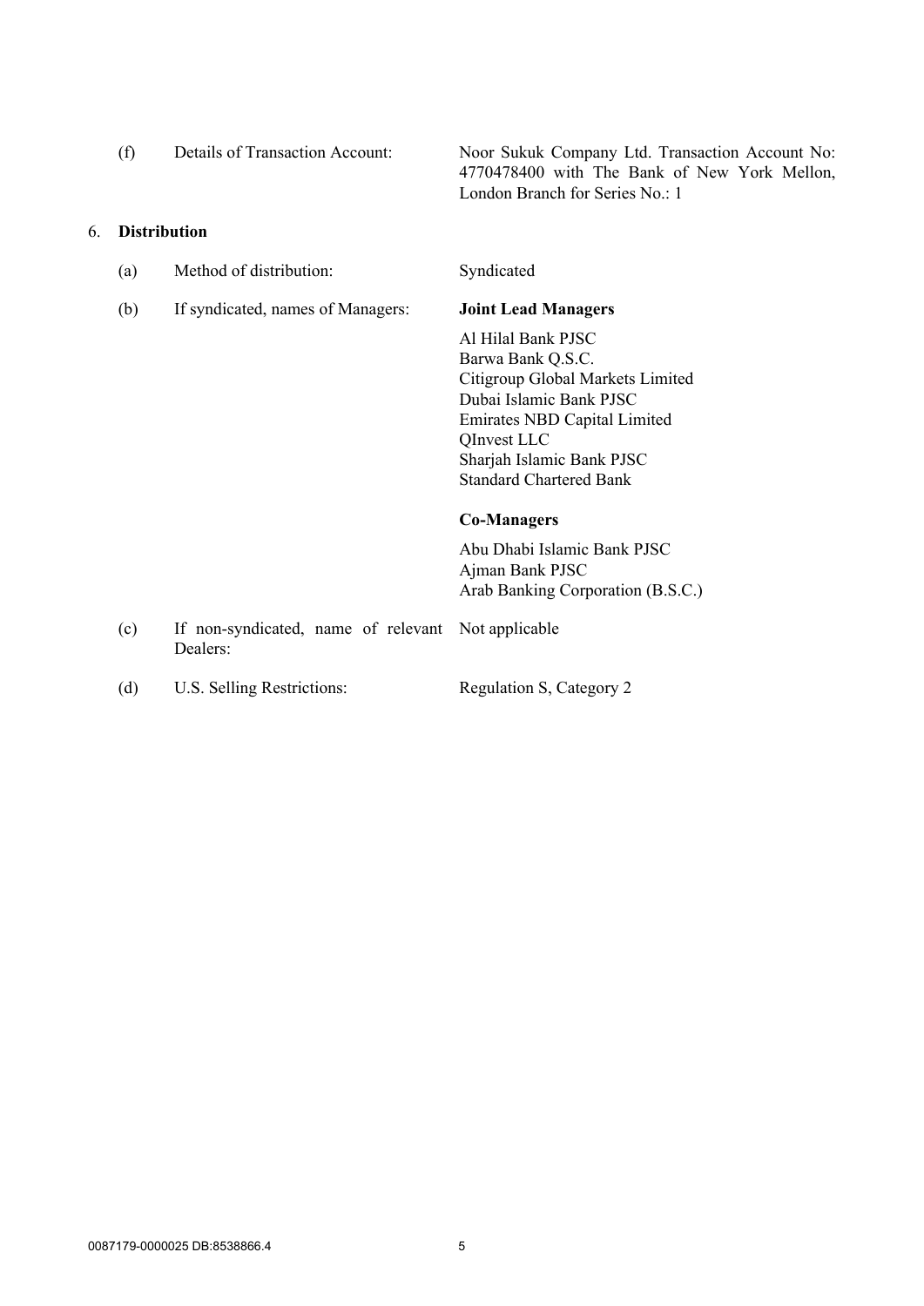| | | |
|---|---|---|
| (f) | Details of Transaction Account: | Noor Sukuk Company Ltd. Transaction Account No: 4770478400 with The Bank of New York Mellon, London Branch for Series No.: 1 |

6. **Distribution**

| | | |
|---|---|---|
| (a) | Method of distribution: | Syndicated |
| (b) | If syndicated, names of Managers: | **Joint Lead Managers**<br><br>Al Hilal Bank PJSC<br>Barwa Bank Q.S.C.<br>Citigroup Global Markets Limited<br>Dubai Islamic Bank PJSC<br>Emirates NBD Capital Limited<br>QInvest LLC<br>Sharjah Islamic Bank PJSC<br>Standard Chartered Bank<br><br>**Co-Managers**<br><br>Abu Dhabi Islamic Bank PJSC<br>Ajman Bank PJSC<br>Arab Banking Corporation (B.S.C.) |
| (c) | If non-syndicated, name of relevant Dealers: | Not applicable |
| (d) | U.S. Selling Restrictions: | Regulation S, Category 2 |

0087179-0000025 DB:8538866.4